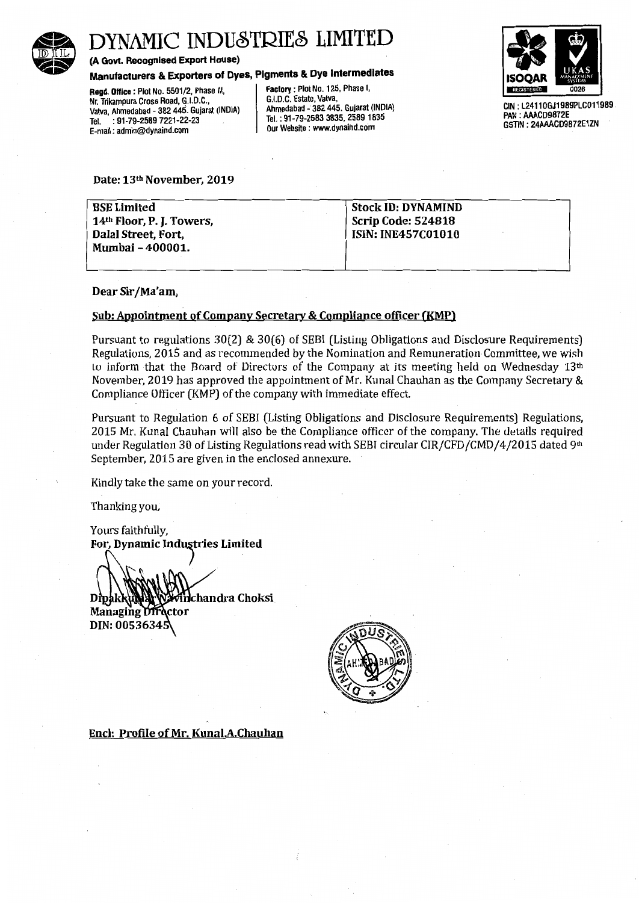# DYNAMIC INDUSTRIES LIMITED

**(A Govt. Recognised Export House)**

**Manufacturers & Exporters of Dyes, Pigments & Dye Intermediates**

**Regd. Office :** Plot No. 5501/2, Phase III, Nr. Trikampura Cross Road, G.I.D.C., Vatva, Ahmedabad - 382 445. Gujarat (INDIA) Tel. : 91-79-2589 7221-22-23 E-mail : admin@dynaind.com

**Factory :** Plot No. 125, Phase I, G.I.D.C. Estate, Vatva, Ahmedabad - 382 445. Gujarat (INDIA) Tel. : 91-79-2583 3835, 2589 1835 Our Website : www.dynaind.com

CIN : L24110GJ1989PLC011989
PAN : AAACD9872E
GSTIN : 24AAACD9872E1ZN

Date: 13th November, 2019

| **BSE Limited**<br>**14th Floor, P. J. Towers,**<br>**Dalal Street, Fort,**<br>**Mumbai – 400001.** | **Stock ID: DYNAMIND**<br>**Scrip Code: 524818**<br>**ISIN: INE457C01010** |
|---|---|

Dear Sir/Ma'am,

**Sub: Appointment of Company Secretary & Compliance officer (KMP)**

Pursuant to regulations 30(2) & 30(6) of SEBI (Listing Obligations and Disclosure Requirements) Regulations, 2015 and as recommended by the Nomination and Remuneration Committee, we wish to inform that the Board of Directors of the Company at its meeting held on Wednesday 13th November, 2019 has approved the appointment of Mr. Kunal Chauhan as the Company Secretary & Compliance Officer (KMP) of the company with immediate effect.

Pursuant to Regulation 6 of SEBI (Listing Obligations and Disclosure Requirements) Regulations, 2015 Mr. Kunal Chauhan will also be the Compliance officer of the company. The details required under Regulation 30 of Listing Regulations read with SEBI circular CIR/CFD/CMD/4/2015 dated 9th September, 2015 are given in the enclosed annexure.

Kindly take the same on your record.

Thanking you,

Yours faithfully,
**For, Dynamic Industries Limited**

**Dipakkumar Navinchandra Choksi**
**Managing Director**
**DIN: 00536345**

**Encl: Profile of Mr. Kunal.A.Chauhan**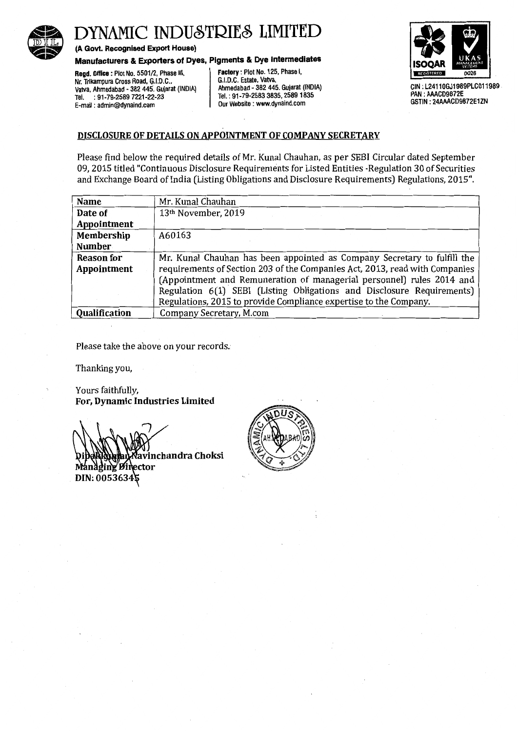# DYNAMIC INDUSTRIES LIMITED

**(A Govt. Recognised Export House)**

**Manufacturers & Exporters of Dyes, Pigments & Dye Intermediates**

**Regd. Office :** Plot No. 5501/2, Phase III, Nr. Trikampura Cross Road, G.I.D.C., Vatva, Ahmedabad - 382 445. Gujarat (INDIA) Tel. : 91-79-2589 7221-22-23 E-mail : admin@dynaind.com

**Factory :** Plot No. 125, Phase I, G.I.D.C. Estate, Vatva, Ahmedabad - 382 445. Gujarat (INDIA) Tel. : 91-79-2583 3835, 2589 1835 Our Website : www.dynaind.com

CIN : L24110GJ1989PLC011989
PAN : AAACD9872E
GSTIN : 24AAACD9872E1ZN

## DISCLOSURE OF DETAILS ON APPOINTMENT OF COMPANY SECRETARY

Please find below the required details of Mr. Kunal Chauhan, as per SEBI Circular dated September 09, 2015 titled "Continuous Disclosure Requirements for Listed Entities -Regulation 30 of Securities and Exchange Board of India (Listing Obligations and Disclosure Requirements) Regulations, 2015".

| **Name** | Mr. Kunal Chauhan |
|---|---|
| **Date of Appointment** | 13th November, 2019 |
| **Membership Number** | A60163 |
| **Reason for Appointment** | Mr. Kunal Chauhan has been appointed as Company Secretary to fulfill the requirements of Section 203 of the Companies Act, 2013, read with Companies (Appointment and Remuneration of managerial personnel) rules 2014 and Regulation 6(1) SEBI (Listing Obligations and Disclosure Requirements) Regulations, 2015 to provide Compliance expertise to the Company. |
| **Qualification** | Company Secretary, M.com |

Please take the above on your records.

Thanking you,

Yours faithfully,
**For, Dynamic Industries Limited**

**Dipakkumar Navinchandra Choksi**
**Managing Director**
**DIN: 00536345**